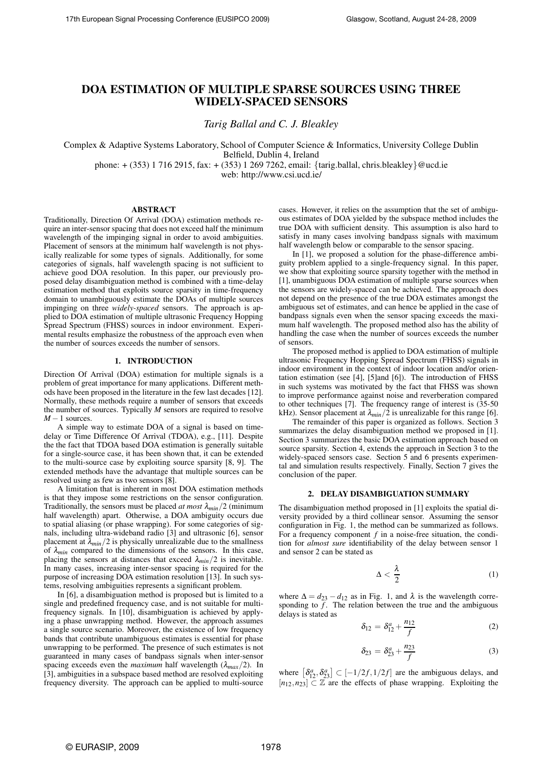# DOA ESTIMATION OF MULTIPLE SPARSE SOURCES USING THREE WIDELY-SPACED SENSORS

*Tarig Ballal and C. J. Bleakley*

Complex & Adaptive Systems Laboratory, School of Computer Science & Informatics, University College Dublin
Belfield, Dublin 4, Ireland
phone: + (353) 1 716 2915, fax: + (353) 1 269 7262, email: {tarig.ballal, chris.bleakley}@ucd.ie
web: http://www.csi.ucd.ie/

## ABSTRACT

Traditionally, Direction Of Arrival (DOA) estimation methods require an inter-sensor spacing that does not exceed half the minimum wavelength of the impinging signal in order to avoid ambiguities. Placement of sensors at the minimum half wavelength is not physically realizable for some types of signals. Additionally, for some categories of signals, half wavelength spacing is not sufficient to achieve good DOA resolution. In this paper, our previously proposed delay disambiguation method is combined with a time-delay estimation method that exploits source sparsity in time-frequency domain to unambiguously estimate the DOAs of multiple sources impinging on three *widely-spaced* sensors. The approach is applied to DOA estimation of multiple ultrasonic Frequency Hopping Spread Spectrum (FHSS) sources in indoor environment. Experimental results emphasize the robustness of the approach even when the number of sources exceeds the number of sensors.

## 1. INTRODUCTION

Direction Of Arrival (DOA) estimation for multiple signals is a problem of great importance for many applications. Different methods have been proposed in the literature in the few last decades [12]. Normally, these methods require a number of sensors that exceeds the number of sources. Typically $M$ sensors are required to resolve $M-1$ sources.

A simple way to estimate DOA of a signal is based on time-delay or Time Difference Of Arrival (TDOA), e.g., [11]. Despite the the fact that TDOA based DOA estimation is generally suitable for a single-source case, it has been shown that, it can be extended to the multi-source case by exploiting source sparsity [8, 9]. The extended methods have the advantage that multiple sources can be resolved using as few as two sensors [8].

A limitation that is inherent in most DOA estimation methods is that they impose some restrictions on the sensor configuration. Traditionally, the sensors must be placed *at most* $\lambda_{min}/2$ (minimum half wavelength) apart. Otherwise, a DOA ambiguity occurs due to spatial aliasing (or phase wrapping). For some categories of signals, including ultra-wideband radio [3] and ultrasonic [6], sensor placement at $\lambda_{min}/2$ is physically unrealizable due to the smallness of $\lambda_{min}$ compared to the dimensions of the sensors. In this case, placing the sensors at distances that exceed $\lambda_{min}/2$ is inevitable. In many cases, increasing inter-sensor spacing is required for the purpose of increasing DOA estimation resolution [13]. In such systems, resolving ambiguities represents a significant problem.

In [6], a disambiguation method is proposed but is limited to a single and predefined frequency case, and is not suitable for multi-frequency signals. In [10], disambiguation is achieved by applying a phase unwrapping method. However, the approach assumes a single source scenario. Moreover, the existence of low frequency bands that contribute unambiguous estimates is essential for phase unwrapping to be performed. The presence of such estimates is not guaranteed in many cases of bandpass signals when inter-sensor spacing exceeds even the *maximum* half wavelength ($\lambda_{max}/2$). In [3], ambiguities in a subspace based method are resolved exploiting frequency diversity. The approach can be applied to multi-source cases. However, it relies on the assumption that the set of ambiguous estimates of DOA yielded by the subspace method includes the true DOA with sufficient density. This assumption is also hard to satisfy in many cases involving bandpass signals with maximum half wavelength below or comparable to the sensor spacing.

In [1], we proposed a solution for the phase-difference ambiguity problem applied to a single-frequency signal. In this paper, we show that exploiting source sparsity together with the method in [1], unambiguous DOA estimation of multiple sparse sources when the sensors are widely-spaced can be achieved. The approach does not depend on the presence of the true DOA estimates amongst the ambiguous set of estimates, and can hence be applied in the case of bandpass signals even when the sensor spacing exceeds the maximum half wavelength. The proposed method also has the ability of handling the case when the number of sources exceeds the number of sensors.

The proposed method is applied to DOA estimation of multiple ultrasonic Frequency Hopping Spread Spectrum (FHSS) signals in indoor environment in the context of indoor location and/or orientation estimation (see [4], [5]and [6]). The introduction of FHSS in such systems was motivated by the fact that FHSS was shown to improve performance against noise and reverberation compared to other techniques [7]. The frequency range of interest is (35-50 kHz). Sensor placement at $\lambda_{min}/2$ is unrealizable for this range [6].

The remainder of this paper is organized as follows. Section 3 summarizes the delay disambiguation method we proposed in [1]. Section 3 summarizes the basic DOA estimation approach based on source sparsity. Section 4, extends the approach in Section 3 to the widely-spaced sensors case. Section 5 and 6 presents experimental and simulation results respectively. Finally, Section 7 gives the conclusion of the paper.

## 2. DELAY DISAMBIGUATION SUMMARY

The disambiguation method proposed in [1] exploits the spatial diversity provided by a third collinear sensor. Assuming the sensor configuration in Fig. 1, the method can be summarized as follows. For a frequency component $f$ in a noise-free situation, the condition for *almost sure* identifiability of the delay between sensor 1 and sensor 2 can be stated as

$$\Delta < \frac{\lambda}{2} \tag{1}$$

where $\Delta = d_{23} - d_{12}$ as in Fig. 1, and $\lambda$ is the wavelength corresponding to $f$. The relation between the true and the ambiguous delays is stated as

$$\delta_{12} = \delta_{12}^{a} + \frac{n_{12}}{f} \tag{2}$$

$$\delta_{23} = \delta_{23}^{a} + \frac{n_{23}}{f} \tag{3}$$

where $\left[\delta_{12}^{a}, \delta_{23}^{a}\right] \subset [-1/2f, 1/2f]$ are the ambiguous delays, and $[n_{12}, n_{23}] \subset \mathbb{Z}$ are the effects of phase wrapping. Exploiting the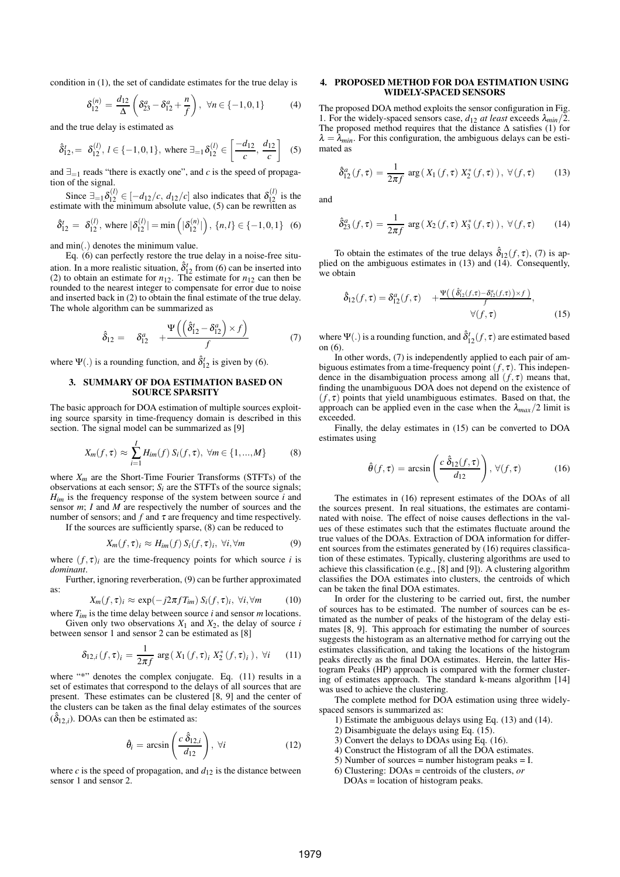condition in (1), the set of candidate estimates for the true delay is

$$\delta_{12}^{(n)} = \frac{d_{12}}{\Delta}\left(\delta_{23}^{a} - \delta_{12}^{a} + \frac{n}{f}\right), \ \forall n \in \{-1, 0, 1\} \tag{4}$$

and the true delay is estimated as

$$\hat{\delta}_{12}^{t}, = \ \delta_{12}^{(l)}, \ l \in \{-1, 0, 1\}, \ \text{where} \ \exists_{=1}\delta_{12}^{(l)} \in \left[\frac{-d_{12}}{c}, \ \frac{d_{12}}{c}\right] \tag{5}$$

and $\exists_{=1}$ reads "there is exactly one", and $c$ is the speed of propagation of the signal.

Since $\exists_{=1}\delta_{12}^{(l)} \in [-d_{12}/c, \ d_{12}/c]$ also indicates that $\delta_{12}^{(l)}$ is the estimate with the minimum absolute value, (5) can be rewritten as

$$\hat{\delta}_{12}^{t} = \ \delta_{12}^{(l)}, \ \text{where} \ |\delta_{12}^{(l)}| = \min\left(|\delta_{12}^{(n)}|\right), \ \{n, l\} \in \{-1, 0, 1\} \tag{6}$$

and min(.) denotes the minimum value.

Eq. (6) can perfectly restore the true delay in a noise-free situation. In a more realistic situation, $\hat{\delta}_{12}^{t}$ from (6) can be inserted into (2) to obtain an estimate for $n_{12}$. The estimate for $n_{12}$ can then be rounded to the nearest integer to compensate for error due to noise and inserted back in (2) to obtain the final estimate of the true delay. The whole algorithm can be summarized as

$$\hat{\delta}_{12} = \quad \delta_{12}^{a} \quad + \frac{\Psi\left(\left(\hat{\delta}_{12}^{t} - \delta_{12}^{a}\right) \times f\right)}{f} \tag{7}$$

where $\Psi(.)$ is a rounding function, and $\hat{\delta}_{12}^{t}$ is given by (6).

## 3. SUMMARY OF DOA ESTIMATION BASED ON SOURCE SPARSITY

The basic approach for DOA estimation of multiple sources exploiting source sparsity in time-frequency domain is described in this section. The signal model can be summarized as [9]

$$X_m(f, \tau) \approx \sum_{i=1}^{I} H_{im}(f) \, S_i(f, \tau), \ \forall m \in \{1, ..., M\} \tag{8}$$

where $X_m$ are the Short-Time Fourier Transforms (STFTs) of the observations at each sensor; $S_i$ are the STFTs of the source signals; $H_{im}$ is the frequency response of the system between source $i$ and sensor $m$; $I$ and $M$ are respectively the number of sources and the number of sensors; and $f$ and $\tau$ are frequency and time respectively.

If the sources are sufficiently sparse, (8) can be reduced to

$$X_m(f, \tau)_i \approx H_{im}(f) \, S_i(f, \tau)_i, \ \forall i, \forall m \tag{9}$$

where $(f, \tau)_i$ are the time-frequency points for which source $i$ is *dominant*.

Further, ignoring reverberation, (9) can be further approximated as:

$$X_m(f, \tau)_i \approx \exp(-j2\pi f T_{im}) \, S_i(f, \tau)_i, \ \forall i, \forall m \tag{10}$$

where $T_{im}$ is the time delay between source $i$ and sensor $m$ locations.

Given only two observations $X_1$ and $X_2$, the delay of source $i$ between sensor 1 and sensor 2 can be estimated as [8]

$$\delta_{12,i}(f, \tau)_i = \frac{1}{2\pi f} \arg\left( X_1(f, \tau)_i \, X_2^{*}(f, \tau)_i \right), \ \forall i \tag{11}$$

where "*" denotes the complex conjugate. Eq. (11) results in a set of estimates that correspond to the delays of all sources that are present. These estimates can be clustered [8, 9] and the center of the clusters can be taken as the final delay estimates of the sources ($\hat{\delta}_{12,i}$). DOAs can then be estimated as:

$$\hat{\theta}_i = \arcsin\left(\frac{c \, \hat{\delta}_{12,i}}{d_{12}}\right), \ \forall i \tag{12}$$

where $c$ is the speed of propagation, and $d_{12}$ is the distance between sensor 1 and sensor 2.

## 4. PROPOSED METHOD FOR DOA ESTIMATION USING WIDELY-SPACED SENSORS

The proposed DOA method exploits the sensor configuration in Fig. 1. For the widely-spaced sensors case, $d_{12}$ *at least* exceeds $\lambda_{min}/2$. The proposed method requires that the distance $\Delta$ satisfies (1) for $\lambda = \lambda_{min}$. For this configuration, the ambiguous delays can be estimated as

$$\hat{\delta}_{12}^{a}(f, \tau) = \frac{1}{2\pi f} \arg\left( X_1(f, \tau) \, X_2^{*}(f, \tau) \right), \ \forall (f, \tau) \tag{13}$$

and

$$\hat{\delta}_{23}^{a}(f, \tau) = \frac{1}{2\pi f} \arg\left( X_2(f, \tau) \, X_3^{*}(f, \tau) \right), \ \forall (f, \tau) \tag{14}$$

To obtain the estimates of the true delays $\hat{\delta}_{12}(f, \tau)$, (7) is applied on the ambiguous estimates in (13) and (14). Consequently, we obtain

$$\hat{\delta}_{12}(f, \tau) = \delta_{12}^{a}(f, \tau) \quad + \frac{\Psi\left(\left(\hat{\delta}_{12}^{t}(f, \tau) - \delta_{12}^{a}(f, \tau)\right) \times f\right)}{f}, \quad \forall (f, \tau) \tag{15}$$

where $\Psi(.)$ is a rounding function, and $\hat{\delta}_{12}^{t}(f, \tau)$ are estimated based on (6).

In other words, (7) is independently applied to each pair of ambiguous estimates from a time-frequency point $(f, \tau)$. This independence in the disambiguation process among all $(f, \tau)$ means that, finding the unambiguous DOA does not depend on the existence of $(f, \tau)$ points that yield unambiguous estimates. Based on that, the approach can be applied even in the case when the $\lambda_{max}/2$ limit is exceeded.

Finally, the delay estimates in (15) can be converted to DOA estimates using

$$\hat{\theta}(f, \tau) = \arcsin\left(\frac{c \, \hat{\delta}_{12}(f, \tau)}{d_{12}}\right), \ \forall (f, \tau) \tag{16}$$

The estimates in (16) represent estimates of the DOAs of all the sources present. In real situations, the estimates are contaminated with noise. The effect of noise causes deflections in the values of these estimates such that the estimates fluctuate around the true values of the DOAs. Extraction of DOA information for different sources from the estimates generated by (16) requires classification of these estimates. Typically, clustering algorithms are used to achieve this classification (e.g., [8] and [9]). A clustering algorithm classifies the DOA estimates into clusters, the centroids of which can be taken the final DOA estimates.

In order for the clustering to be carried out, first, the number of sources has to be estimated. The number of sources can be estimated as the number of peaks of the histogram of the delay estimates [8, 9]. This approach for estimating the number of sources suggests the histogram as an alternative method for carrying out the estimates classification, and taking the locations of the histogram peaks directly as the final DOA estimates. Herein, the latter Histogram Peaks (HP) approach is compared with the former clustering of estimates approach. The standard k-means algorithm [14] was used to achieve the clustering.

The complete method for DOA estimation using three widely-spaced sensors is summarized as:

1) Estimate the ambiguous delays using Eq. (13) and (14).
2) Disambiguate the delays using Eq. (15).
3) Convert the delays to DOAs using Eq. (16).
4) Construct the Histogram of all the DOA estimates.
5) Number of sources = number histogram peaks = I.
6) Clustering: DOAs = centroids of the clusters, *or*
   DOAs = location of histogram peaks.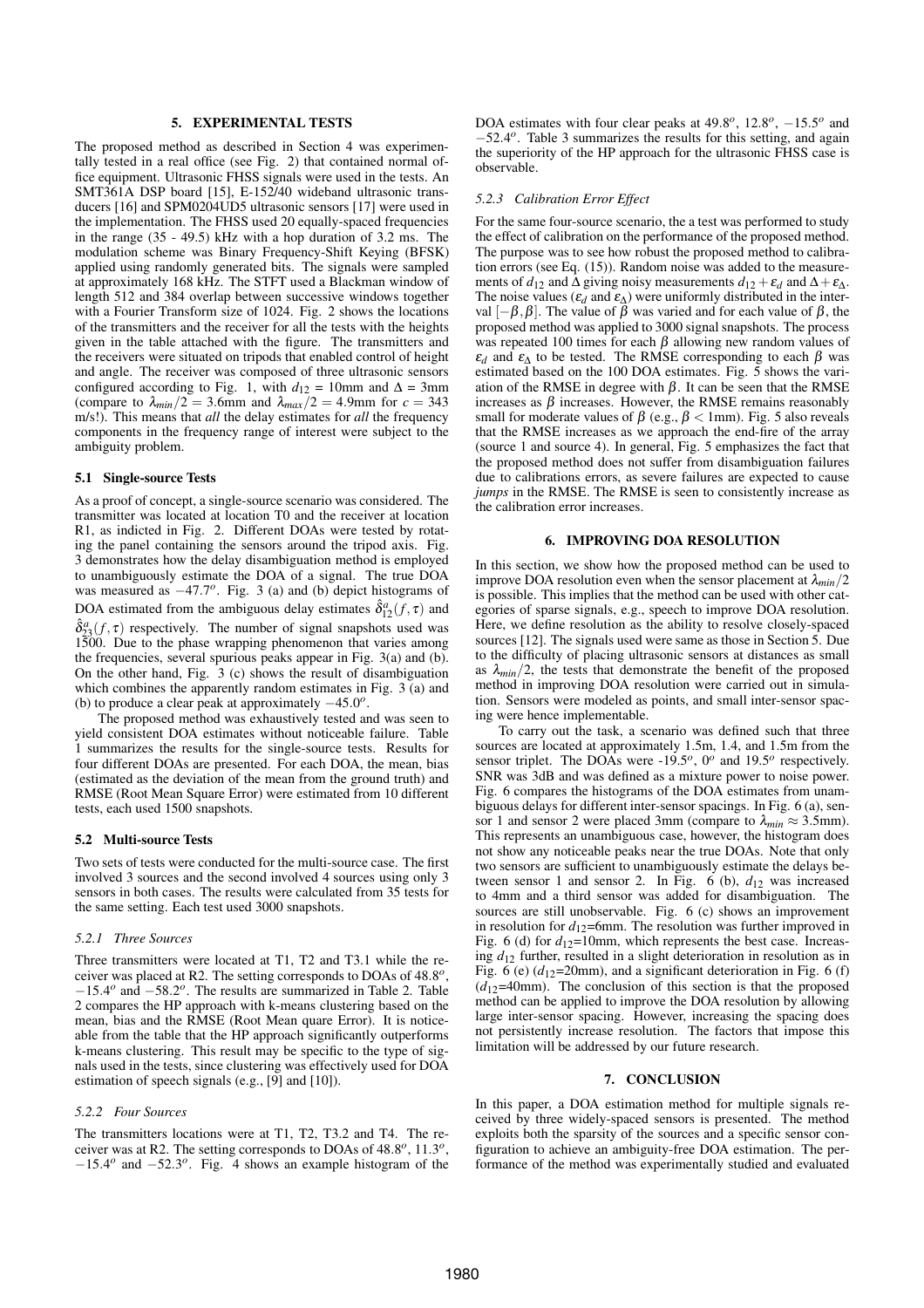## 5. EXPERIMENTAL TESTS

The proposed method as described in Section 4 was experimentally tested in a real office (see Fig. 2) that contained normal office equipment. Ultrasonic FHSS signals were used in the tests. An SMT361A DSP board [15], E-152/40 wideband ultrasonic transducers [16] and SPM0204UD5 ultrasonic sensors [17] were used in the implementation. The FHSS used 20 equally-spaced frequencies in the range (35 - 49.5) kHz with a hop duration of 3.2 ms. The modulation scheme was Binary Frequency-Shift Keying (BFSK) applied using randomly generated bits. The signals were sampled at approximately 168 kHz. The STFT used a Blackman window of length 512 and 384 overlap between successive windows together with a Fourier Transform size of 1024. Fig. 2 shows the locations of the transmitters and the receiver for all the tests with the heights given in the table attached with the figure. The transmitters and the receivers were situated on tripods that enabled control of height and angle. The receiver was composed of three ultrasonic sensors configured according to Fig. 1, with $d_{12}$ = 10mm and $\Delta$ = 3mm (compare to $\lambda_{min}/2$ = 3.6mm and $\lambda_{max}/2$ = 4.9mm for $c$ = 343 m/s!). This means that *all* the delay estimates for *all* the frequency components in the frequency range of interest were subject to the ambiguity problem.

### 5.1 Single-source Tests

As a proof of concept, a single-source scenario was considered. The transmitter was located at location T0 and the receiver at location R1, as indicted in Fig. 2. Different DOAs were tested by rotating the panel containing the sensors around the tripod axis. Fig. 3 demonstrates how the delay disambiguation method is employed to unambiguously estimate the DOA of a signal. The true DOA was measured as $-47.7^o$. Fig. 3 (a) and (b) depict histograms of DOA estimated from the ambiguous delay estimates $\hat{\delta}^a_{12}(f,\tau)$ and $\hat{\delta}^a_{23}(f,\tau)$ respectively. The number of signal snapshots used was 1500. Due to the phase wrapping phenomenon that varies among the frequencies, several spurious peaks appear in Fig. 3(a) and (b). On the other hand, Fig. 3 (c) shows the result of disambiguation which combines the apparently random estimates in Fig. 3 (a) and (b) to produce a clear peak at approximately $-45.0^o$.

The proposed method was exhaustively tested and was seen to yield consistent DOA estimates without noticeable failure. Table 1 summarizes the results for the single-source tests. Results for four different DOAs are presented. For each DOA, the mean, bias (estimated as the deviation of the mean from the ground truth) and RMSE (Root Mean Square Error) were estimated from 10 different tests, each used 1500 snapshots.

### 5.2 Multi-source Tests

Two sets of tests were conducted for the multi-source case. The first involved 3 sources and the second involved 4 sources using only 3 sensors in both cases. The results were calculated from 35 tests for the same setting. Each test used 3000 snapshots.

#### 5.2.1 Three Sources

Three transmitters were located at T1, T2 and T3.1 while the receiver was placed at R2. The setting corresponds to DOAs of $48.8^o$, $-15.4^o$ and $-58.2^o$. The results are summarized in Table 2. Table 2 compares the HP approach with k-means clustering based on the mean, bias and the RMSE (Root Mean quare Error). It is noticeable from the table that the HP approach significantly outperforms k-means clustering. This result may be specific to the type of signals used in the tests, since clustering was effectively used for DOA estimation of speech signals (e.g., [9] and [10]).

#### 5.2.2 Four Sources

The transmitters locations were at T1, T2, T3.2 and T4. The receiver was at R2. The setting corresponds to DOAs of $48.8^o$, $11.3^o$, $-15.4^o$ and $-52.3^o$. Fig. 4 shows an example histogram of the DOA estimates with four clear peaks at $49.8^o$, $12.8^o$, $-15.5^o$ and $-52.4^o$. Table 3 summarizes the results for this setting, and again the superiority of the HP approach for the ultrasonic FHSS case is observable.

#### 5.2.3 Calibration Error Effect

For the same four-source scenario, a test was performed to study the effect of calibration on the performance of the proposed method. The purpose was to see how robust the proposed method to calibration errors (see Eq. (15)). Random noise was added to the measurements of $d_{12}$ and $\Delta$ giving noisy measurements $d_{12}+\varepsilon_d$ and $\Delta+\varepsilon_\Delta$. The noise values ($\varepsilon_d$ and $\varepsilon_\Delta$) were uniformly distributed in the interval $[-\beta,\beta]$. The value of $\beta$ was varied and for each value of $\beta$, the proposed method was applied to 3000 signal snapshots. The process was repeated 100 times for each $\beta$ allowing new random values of $\varepsilon_d$ and $\varepsilon_\Delta$ to be tested. The RMSE corresponding to each $\beta$ was estimated based on the 100 DOA estimates. Fig. 5 shows the variation of the RMSE in degree with $\beta$. It can be seen that the RMSE increases as $\beta$ increases. However, the RMSE remains reasonably small for moderate values of $\beta$ (e.g., $\beta$ < 1mm). Fig. 5 also reveals that the RMSE increases as we approach the end-fire of the array (source 1 and source 4). In general, Fig. 5 emphasizes the fact that the proposed method does not suffer from disambiguation failures due to calibrations errors, as severe failures are expected to cause *jumps* in the RMSE. The RMSE is seen to consistently increase as the calibration error increases.

## 6. IMPROVING DOA RESOLUTION

In this section, we show how the proposed method can be used to improve DOA resolution even when the sensor placement at $\lambda_{min}/2$ is possible. This implies that the method can be used with other categories of sparse signals, e.g., speech to improve DOA resolution. Here, we define resolution as the ability to resolve closely-spaced sources [12]. The signals used were same as those in Section 5. Due to the difficulty of placing ultrasonic sensors at distances as small as $\lambda_{min}/2$, the tests that demonstrate the benefit of the proposed method in improving DOA resolution were carried out in simulation. Sensors were modeled as points, and small inter-sensor spacing were hence implementable.

To carry out the task, a scenario was defined such that three sources are located at approximately 1.5m, 1.4, and 1.5m from the sensor triplet. The DOAs were -$19.5^o$, $0^o$ and $19.5^o$ respectively. SNR was 3dB and was defined as a mixture power to noise power. Fig. 6 compares the histograms of the DOA estimates from unambiguous delays for different inter-sensor spacings. In Fig. 6 (a), sensor 1 and sensor 2 were placed 3mm (compare to $\lambda_{min} \approx$ 3.5mm). This represents an unambiguous case, however, the histogram does not show any noticeable peaks near the true DOAs. Note that only two sensors are sufficient to unambiguously estimate the delays between sensor 1 and sensor 2. In Fig. 6 (b), $d_{12}$ was increased to 4mm and a third sensor was added for disambiguation. The sources are still unobservable. Fig. 6 (c) shows an improvement in resolution for $d_{12}$=6mm. The resolution was further improved in Fig. 6 (d) for $d_{12}$=10mm, which represents the best case. Increasing $d_{12}$ further, resulted in a slight deterioration in resolution as in Fig. 6 (e) ($d_{12}$=20mm), and a significant deterioration in Fig. 6 (f) ($d_{12}$=40mm). The conclusion of this section is that the proposed method can be applied to improve the DOA resolution by allowing large inter-sensor spacing. However, increasing the spacing does not persistently increase resolution. The factors that impose this limitation will be addressed by our future research.

## 7. CONCLUSION

In this paper, a DOA estimation method for multiple signals received by three widely-spaced sensors is presented. The method exploits both the sparsity of the sources and a specific sensor configuration to achieve an ambiguity-free DOA estimation. The performance of the method was experimentally studied and evaluated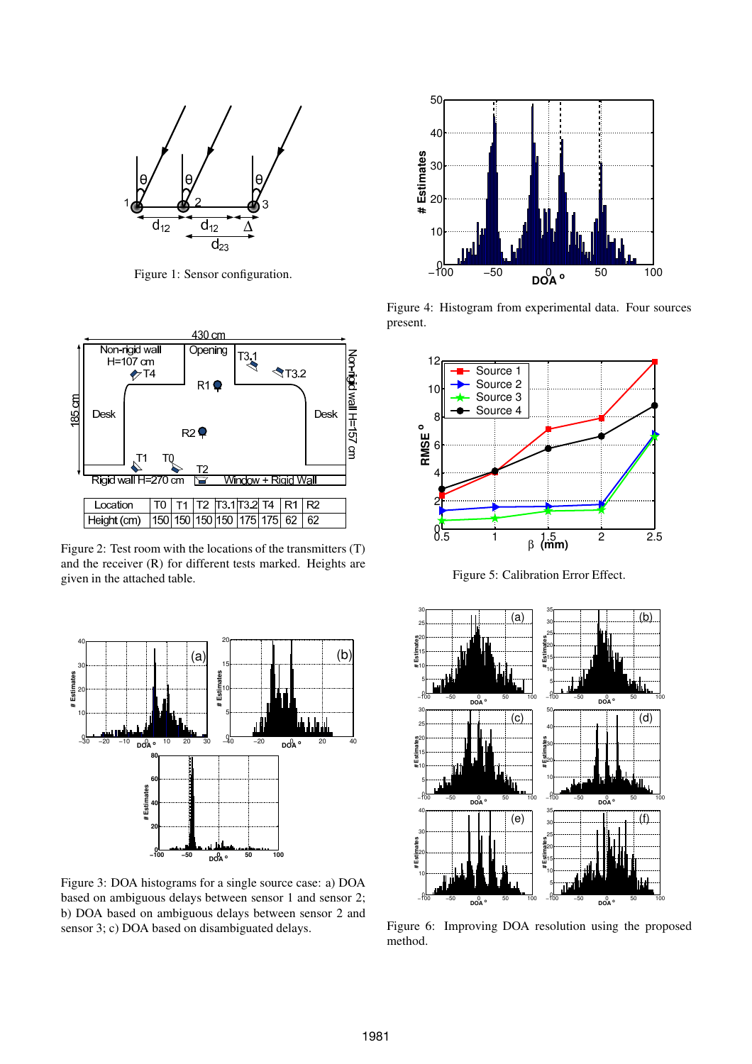Figure 1: Sensor configuration.

Figure 4: Histogram from experimental data. Four sources present.

| Location | T0 | T1 | T2 | T3.1 | T3.2 | T4 | R1 | R2 |
|---|---|---|---|---|---|---|---|---|
| Height (cm) | 150 | 150 | 150 | 150 | 175 | 175 | 62 | 62 |

Figure 2: Test room with the locations of the transmitters (T) and the receiver (R) for different tests marked. Heights are given in the attached table.

Figure 5: Calibration Error Effect.

Figure 3: DOA histograms for a single source case: a) DOA based on ambiguous delays between sensor 1 and sensor 2; b) DOA based on ambiguous delays between sensor 2 and sensor 3; c) DOA based on disambiguated delays.

Figure 6: Improving DOA resolution using the proposed method.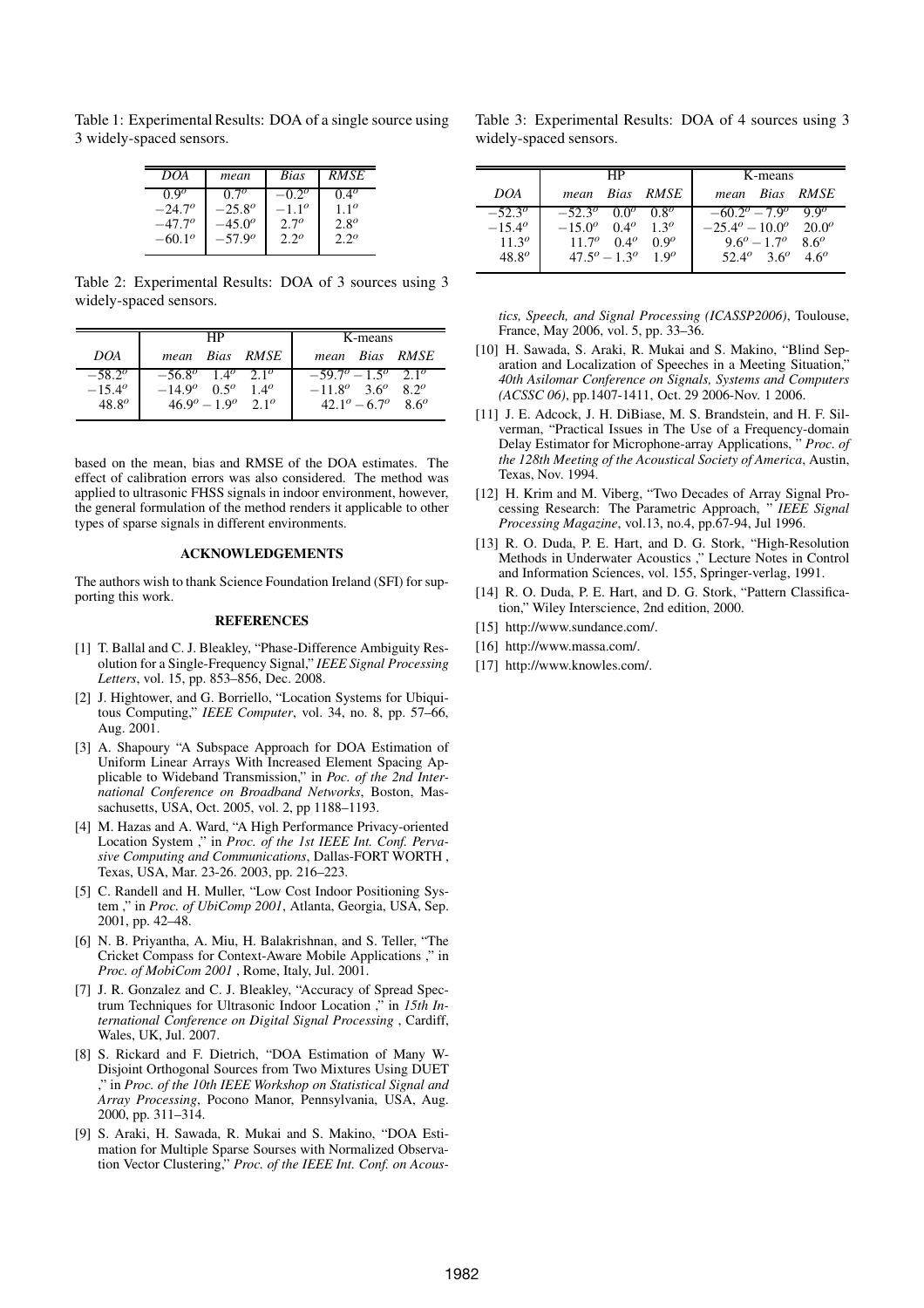Table 1: Experimental Results: DOA of a single source using 3 widely-spaced sensors.

| *DOA* | *mean* | *Bias* | *RMSE* |
|---|---|---|---|
| $0.9^o$ | $0.7^o$ | $-0.2^o$ | $0.4^o$ |
| $-24.7^o$ | $-25.8^o$ | $-1.1^o$ | $1.1^o$ |
| $-47.7^o$ | $-45.0^o$ | $2.7^o$ | $2.8^o$ |
| $-60.1^o$ | $-57.9^o$ | $2.2^o$ | $2.2^o$ |

Table 2: Experimental Results: DOA of 3 sources using 3 widely-spaced sensors.

| | HP | | | K-means | | |
|---|---|---|---|---|---|---|
| *DOA* | *mean* | *Bias* | *RMSE* | *mean* | *Bias* | *RMSE* |
| $-58.2^o$ | $-56.8^o$ | $1.4^o$ | $2.1^o$ | $-59.7^o$ | $-1.5^o$ | $2.1^o$ |
| $-15.4^o$ | $-14.9^o$ | $0.5^o$ | $1.4^o$ | $-11.8^o$ | $3.6^o$ | $8.2^o$ |
| $48.8^o$ | $46.9^o$ | $-1.9^o$ | $2.1^o$ | $42.1^o$ | $-6.7^o$ | $8.6^o$ |

based on the mean, bias and RMSE of the DOA estimates. The effect of calibration errors was also considered. The method was applied to ultrasonic FHSS signals in indoor environment, however, the general formulation of the method renders it applicable to other types of sparse signals in different environments.

## ACKNOWLEDGEMENTS

The authors wish to thank Science Foundation Ireland (SFI) for supporting this work.

## REFERENCES

[1] T. Ballal and C. J. Bleakley, "Phase-Difference Ambiguity Resolution for a Single-Frequency Signal," *IEEE Signal Processing Letters*, vol. 15, pp. 853–856, Dec. 2008.

[2] J. Hightower, and G. Borriello, "Location Systems for Ubiquitous Computing," *IEEE Computer*, vol. 34, no. 8, pp. 57–66, Aug. 2001.

[3] A. Shapoury "A Subspace Approach for DOA Estimation of Uniform Linear Arrays With Increased Element Spacing Applicable to Wideband Transmission," in *Poc. of the 2nd International Conference on Broadband Networks*, Boston, Massachusetts, USA, Oct. 2005, vol. 2, pp 1188–1193.

[4] M. Hazas and A. Ward, "A High Performance Privacy-oriented Location System ," in *Proc. of the 1st IEEE Int. Conf. Pervasive Computing and Communications*, Dallas-FORT WORTH , Texas, USA, Mar. 23-26. 2003, pp. 216–223.

[5] C. Randell and H. Muller, "Low Cost Indoor Positioning System ," in *Proc. of UbiComp 2001*, Atlanta, Georgia, USA, Sep. 2001, pp. 42–48.

[6] N. B. Priyantha, A. Miu, H. Balakrishnan, and S. Teller, "The Cricket Compass for Context-Aware Mobile Applications ," in *Proc. of MobiCom 2001* , Rome, Italy, Jul. 2001.

[7] J. R. Gonzalez and C. J. Bleakley, "Accuracy of Spread Spectrum Techniques for Ultrasonic Indoor Location ," in *15th International Conference on Digital Signal Processing* , Cardiff, Wales, UK, Jul. 2007.

[8] S. Rickard and F. Dietrich, "DOA Estimation of Many W-Disjoint Orthogonal Sources from Two Mixtures Using DUET ," in *Proc. of the 10th IEEE Workshop on Statistical Signal and Array Processing*, Pocono Manor, Pennsylvania, USA, Aug. 2000, pp. 311–314.

[9] S. Araki, H. Sawada, R. Mukai and S. Makino, "DOA Estimation for Multiple Sparse Sourses with Normalized Observation Vector Clustering," *Proc. of the IEEE Int. Conf. on Acoustics, Speech, and Signal Processing (ICASSP2006)*, Toulouse, France, May 2006, vol. 5, pp. 33–36.

[10] H. Sawada, S. Araki, R. Mukai and S. Makino, "Blind Separation and Localization of Speeches in a Meeting Situation," *40th Asilomar Conference on Signals, Systems and Computers (ACSSC 06)*, pp.1407-1411, Oct. 29 2006-Nov. 1 2006.

[11] J. E. Adcock, J. H. DiBiase, M. S. Brandstein, and H. F. Silverman, "Practical Issues in The Use of a Frequency-domain Delay Estimator for Microphone-array Applications, " *Proc. of the 128th Meeting of the Acoustical Society of America*, Austin, Texas, Nov. 1994.

[12] H. Krim and M. Viberg, "Two Decades of Array Signal Processing Research: The Parametric Approach, " *IEEE Signal Processing Magazine*, vol.13, no.4, pp.67-94, Jul 1996.

[13] R. O. Duda, P. E. Hart, and D. G. Stork, "High-Resolution Methods in Underwater Acoustics ," Lecture Notes in Control and Information Sciences, vol. 155, Springer-verlag, 1991.

[14] R. O. Duda, P. E. Hart, and D. G. Stork, "Pattern Classification," Wiley Interscience, 2nd edition, 2000.

[15] http://www.sundance.com/.

[16] http://www.massa.com/.

[17] http://www.knowles.com/.

Table 3: Experimental Results: DOA of 4 sources using 3 widely-spaced sensors.

| | HP | | | K-means | | |
|---|---|---|---|---|---|---|
| *DOA* | *mean* | *Bias* | *RMSE* | *mean* | *Bias* | *RMSE* |
| $-52.3^o$ | $-52.3^o$ | $0.0^o$ | $0.8^o$ | $-60.2^o$ | $-7.9^o$ | $9.9^o$ |
| $-15.4^o$ | $-15.0^o$ | $0.4^o$ | $1.3^o$ | $-25.4^o$ | $-10.0^o$ | $20.0^o$ |
| $11.3^o$ | $11.7^o$ | $0.4^o$ | $0.9^o$ | $9.6^o$ | $-1.7^o$ | $8.6^o$ |
| $48.8^o$ | $47.5^o$ | $-1.3^o$ | $1.9^o$ | $52.4^o$ | $3.6^o$ | $4.6^o$ |